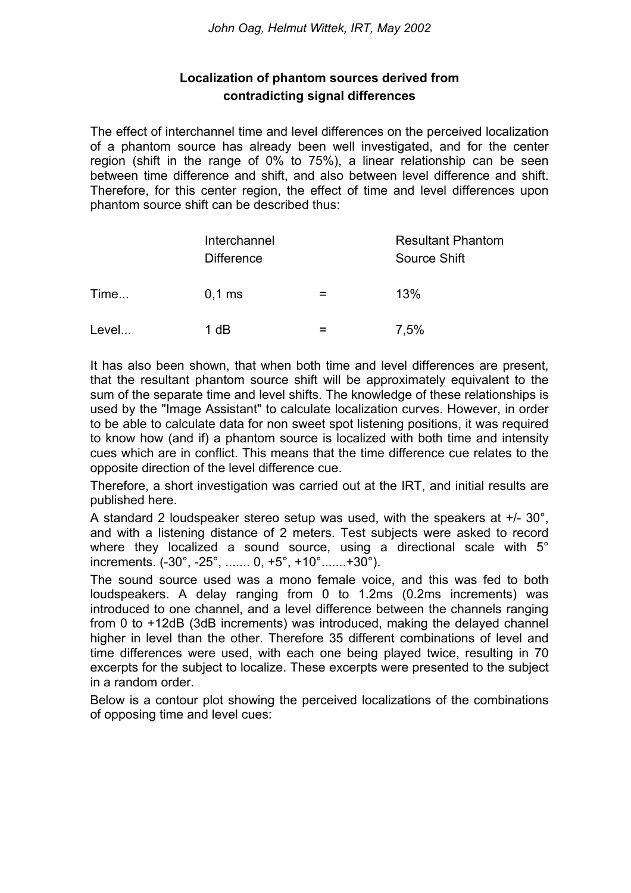*John Oag, Helmut Wittek, IRT, May 2002*

## Localization of phantom sources derived from contradicting signal differences

The effect of interchannel time and level differences on the perceived localization of a phantom source has already been well investigated, and for the center region (shift in the range of 0% to 75%), a linear relationship can be seen between time difference and shift, and also between level difference and shift. Therefore, for this center region, the effect of time and level differences upon phantom source shift can be described thus:

| | Interchannel Difference | | Resultant Phantom Source Shift |
|---|---|---|---|
| Time... | 0,1 ms | = | 13% |
| Level... | 1 dB | = | 7,5% |

It has also been shown, that when both time and level differences are present, that the resultant phantom source shift will be approximately equivalent to the sum of the separate time and level shifts. The knowledge of these relationships is used by the "Image Assistant" to calculate localization curves. However, in order to be able to calculate data for non sweet spot listening positions, it was required to know how (and if) a phantom source is localized with both time and intensity cues which are in conflict. This means that the time difference cue relates to the opposite direction of the level difference cue.

Therefore, a short investigation was carried out at the IRT, and initial results are published here.

A standard 2 loudspeaker stereo setup was used, with the speakers at +/- 30°, and with a listening distance of 2 meters. Test subjects were asked to record where they localized a sound source, using a directional scale with 5° increments. (-30°, -25°, ....... 0, +5°, +10°.......+30°).

The sound source used was a mono female voice, and this was fed to both loudspeakers. A delay ranging from 0 to 1.2ms (0.2ms increments) was introduced to one channel, and a level difference between the channels ranging from 0 to +12dB (3dB increments) was introduced, making the delayed channel higher in level than the other. Therefore 35 different combinations of level and time differences were used, with each one being played twice, resulting in 70 excerpts for the subject to localize. These excerpts were presented to the subject in a random order.

Below is a contour plot showing the perceived localizations of the combinations of opposing time and level cues: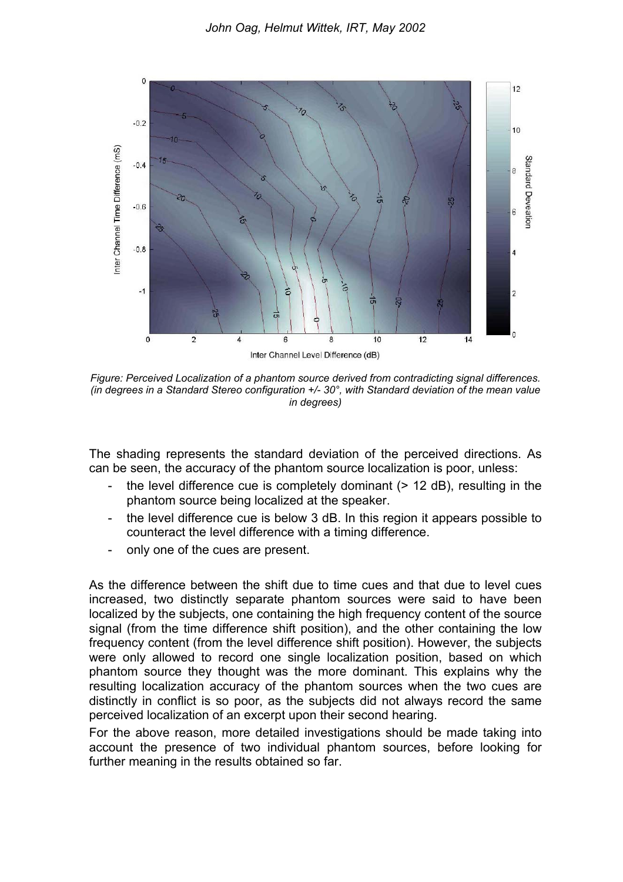Inter Channel Time Difference (mS)

Inter Channel Level Difference (dB)

Standard Deveation

*Figure: Perceived Localization of a phantom source derived from contradicting signal differences. (in degrees in a Standard Stereo configuration +/- 30°, with Standard deviation of the mean value in degrees)*

The shading represents the standard deviation of the perceived directions. As can be seen, the accuracy of the phantom source localization is poor, unless:

- the level difference cue is completely dominant (> 12 dB), resulting in the phantom source being localized at the speaker.
- the level difference cue is below 3 dB. In this region it appears possible to counteract the level difference with a timing difference.
- only one of the cues are present.

As the difference between the shift due to time cues and that due to level cues increased, two distinctly separate phantom sources were said to have been localized by the subjects, one containing the high frequency content of the source signal (from the time difference shift position), and the other containing the low frequency content (from the level difference shift position). However, the subjects were only allowed to record one single localization position, based on which phantom source they thought was the more dominant. This explains why the resulting localization accuracy of the phantom sources when the two cues are distinctly in conflict is so poor, as the subjects did not always record the same perceived localization of an excerpt upon their second hearing.

For the above reason, more detailed investigations should be made taking into account the presence of two individual phantom sources, before looking for further meaning in the results obtained so far.